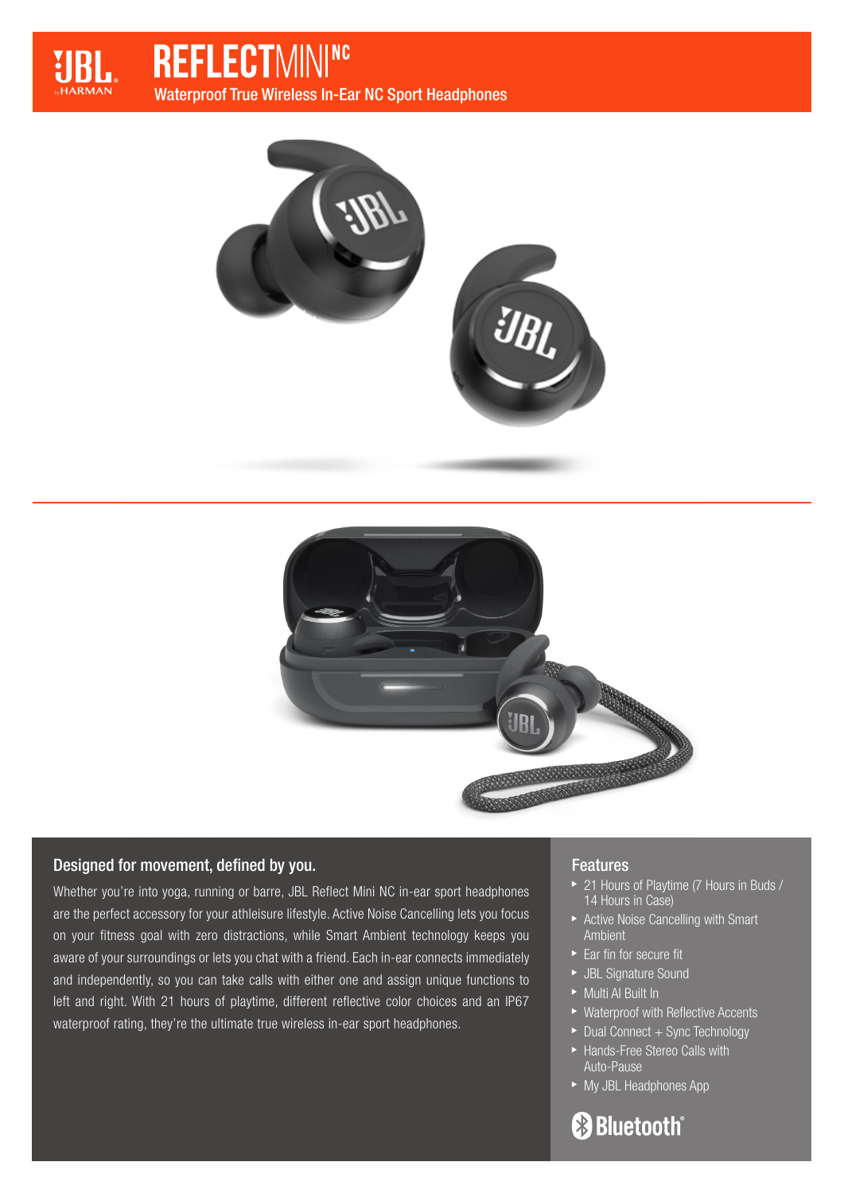# REFLECTMINI NC

Waterproof True Wireless In-Ear NC Sport Headphones

## Designed for movement, defined by you.

Whether you're into yoga, running or barre, JBL Reflect Mini NC in-ear sport headphones are the perfect accessory for your athleisure lifestyle. Active Noise Cancelling lets you focus on your fitness goal with zero distractions, while Smart Ambient technology keeps you aware of your surroundings or lets you chat with a friend. Each in-ear connects immediately and independently, so you can take calls with either one and assign unique functions to left and right. With 21 hours of playtime, different reflective color choices and an IP67 waterproof rating, they're the ultimate true wireless in-ear sport headphones.

## Features

- 21 Hours of Playtime (7 Hours in Buds / 14 Hours in Case)
- Active Noise Cancelling with Smart Ambient
- Ear fin for secure fit
- JBL Signature Sound
- Multi AI Built In
- Waterproof with Reflective Accents
- Dual Connect + Sync Technology
- Hands-Free Stereo Calls with Auto-Pause
- My JBL Headphones App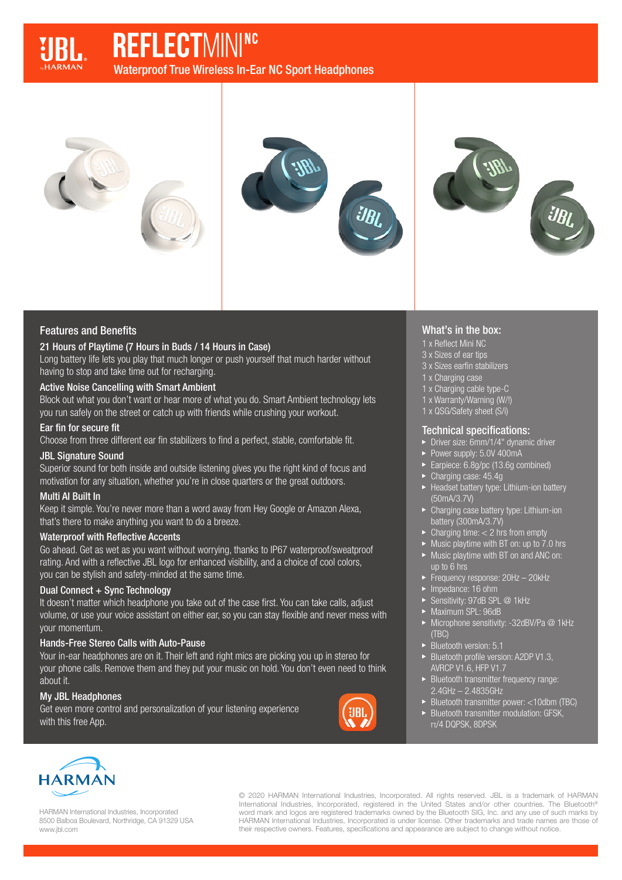# REFLECT MINI NC

Waterproof True Wireless In-Ear NC Sport Headphones

## Features and Benefits

### 21 Hours of Playtime (7 Hours in Buds / 14 Hours in Case)

Long battery life lets you play that much longer or push yourself that much harder without having to stop and take time out for recharging.

### Active Noise Cancelling with Smart Ambient

Block out what you don't want or hear more of what you do. Smart Ambient technology lets you run safely on the street or catch up with friends while crushing your workout.

### Ear fin for secure fit

Choose from three different ear fin stabilizers to find a perfect, stable, comfortable fit.

### JBL Signature Sound

Superior sound for both inside and outside listening gives you the right kind of focus and motivation for any situation, whether you're in close quarters or the great outdoors.

### Multi AI Built In

Keep it simple. You're never more than a word away from Hey Google or Amazon Alexa, that's there to make anything you want to do a breeze.

### Waterproof with Reflective Accents

Go ahead. Get as wet as you want without worrying, thanks to IP67 waterproof/sweatproof rating. And with a reflective JBL logo for enhanced visibility, and a choice of cool colors, you can be stylish and safety-minded at the same time.

### Dual Connect + Sync Technology

It doesn't matter which headphone you take out of the case first. You can take calls, adjust volume, or use your voice assistant on either ear, so you can stay flexible and never mess with your momentum.

### Hands-Free Stereo Calls with Auto-Pause

Your in-ear headphones are on it. Their left and right mics are picking you up in stereo for your phone calls. Remove them and they put your music on hold. You don't even need to think about it.

### My JBL Headphones

Get even more control and personalization of your listening experience with this free App.

## What's in the box:

1 x Reflect Mini NC
3 x Sizes of ear tips
3 x Sizes earfin stabilizers
1 x Charging case
1 x Charging cable type-C
1 x Warranty/Warning (W/!)
1 x QSG/Safety sheet (S/i)

## Technical specifications:

- Driver size: 6mm/1/4" dynamic driver
- Power supply: 5.0V 400mA
- Earpiece: 6.8g/pc (13.6g combined)
- Charging case: 45.4g
- Headset battery type: Lithium-ion battery (50mA/3.7V)
- Charging case battery type: Lithium-ion battery (300mA/3.7V)
- Charging time: < 2 hrs from empty
- Music playtime with BT on: up to 7.0 hrs
- Music playtime with BT on and ANC on: up to 6 hrs
- Frequency response: 20Hz – 20kHz
- Impedance: 16 ohm
- Sensitivity: 97dB SPL @ 1kHz
- Maximum SPL: 96dB
- Microphone sensitivity: -32dBV/Pa @ 1kHz (TBC)
- Bluetooth version: 5.1
- Bluetooth profile version: A2DP V1.3, AVRCP V1.6, HFP V1.7
- Bluetooth transmitter frequency range: 2.4GHz – 2.4835GHz
- Bluetooth transmitter power: <10dbm (TBC)
- Bluetooth transmitter modulation: GFSK, π/4 DQPSK, 8DPSK

HARMAN International Industries, Incorporated
8500 Balboa Boulevard, Northridge, CA 91329 USA
www.jbl.com

© 2020 HARMAN International Industries, Incorporated. All rights reserved. JBL is a trademark of HARMAN International Industries, Incorporated, registered in the United States and/or other countries. The Bluetooth® word mark and logos are registered trademarks owned by the Bluetooth SIG, Inc. and any use of such marks by HARMAN International Industries, Incorporated is under license. Other trademarks and trade names are those of their respective owners. Features, specifications and appearance are subject to change without notice.